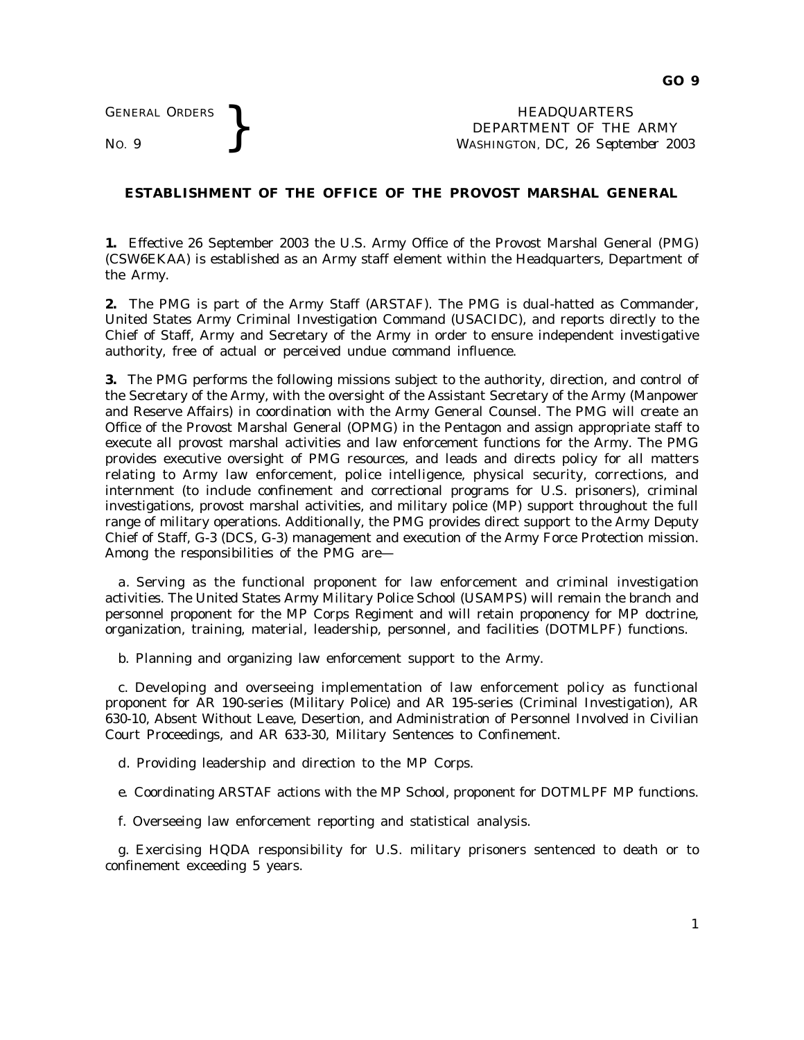GENERAL ORDERS
NO. 9

HEADQUARTERS
DEPARTMENT OF THE ARMY
WASHINGTON, DC, *26 September 2003*

# ESTABLISHMENT OF THE OFFICE OF THE PROVOST MARSHAL GENERAL

**1.** Effective 26 September 2003 the U.S. Army Office of the Provost Marshal General (PMG) (CSW6EKAA) is established as an Army staff element within the Headquarters, Department of the Army.

**2.** The PMG is part of the Army Staff (ARSTAF). The PMG is dual-hatted as Commander, United States Army Criminal Investigation Command (USACIDC), and reports directly to the Chief of Staff, Army and Secretary of the Army in order to ensure independent investigative authority, free of actual or perceived undue command influence.

**3.** The PMG performs the following missions subject to the authority, direction, and control of the Secretary of the Army, with the oversight of the Assistant Secretary of the Army (Manpower and Reserve Affairs) in coordination with the Army General Counsel. The PMG will create an Office of the Provost Marshal General (OPMG) in the Pentagon and assign appropriate staff to execute all provost marshal activities and law enforcement functions for the Army. The PMG provides executive oversight of PMG resources, and leads and directs policy for all matters relating to Army law enforcement, police intelligence, physical security, corrections, and internment (to include confinement and correctional programs for U.S. prisoners), criminal investigations, provost marshal activities, and military police (MP) support throughout the full range of military operations. Additionally, the PMG provides direct support to the Army Deputy Chief of Staff, G-3 (DCS, G-3) management and execution of the Army Force Protection mission. Among the responsibilities of the PMG are—

a. Serving as the functional proponent for law enforcement and criminal investigation activities. The United States Army Military Police School (USAMPS) will remain the branch and personnel proponent for the MP Corps Regiment and will retain proponency for MP doctrine, organization, training, material, leadership, personnel, and facilities (DOTMLPF) functions.

b. Planning and organizing law enforcement support to the Army.

c. Developing and overseeing implementation of law enforcement policy as functional proponent for AR 190-series (Military Police) and AR 195-series (Criminal Investigation), AR 630-10, Absent Without Leave, Desertion, and Administration of Personnel Involved in Civilian Court Proceedings, and AR 633-30, Military Sentences to Confinement.

d. Providing leadership and direction to the MP Corps.

e. Coordinating ARSTAF actions with the MP School, proponent for DOTMLPF MP functions.

f. Overseeing law enforcement reporting and statistical analysis.

g. Exercising HQDA responsibility for U.S. military prisoners sentenced to death or to confinement exceeding 5 years.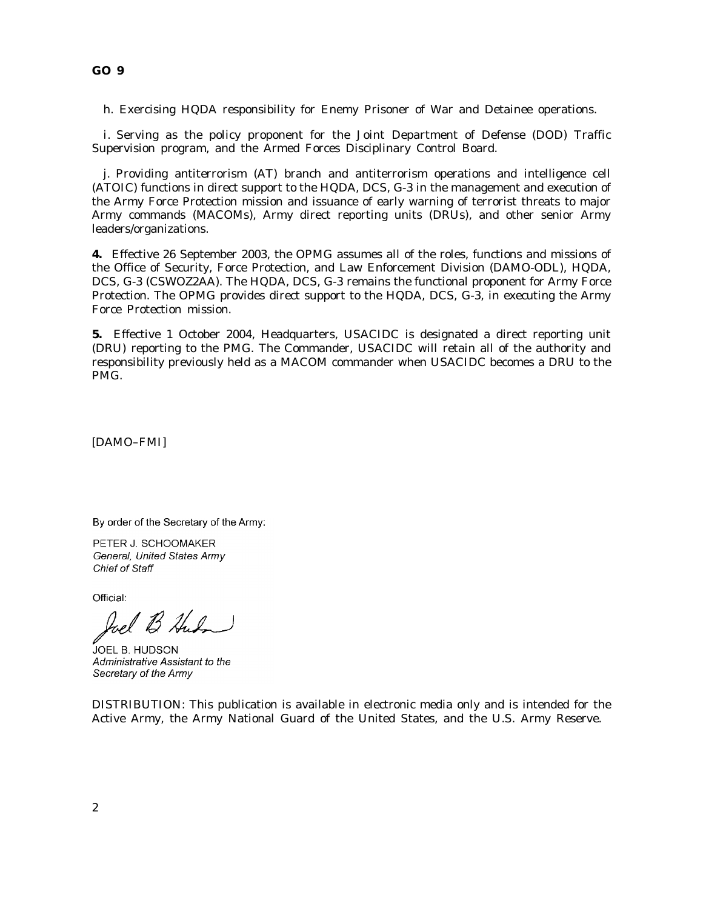h. Exercising HQDA responsibility for Enemy Prisoner of War and Detainee operations.

i. Serving as the policy proponent for the Joint Department of Defense (DOD) Traffic Supervision program, and the Armed Forces Disciplinary Control Board.

j. Providing antiterrorism (AT) branch and antiterrorism operations and intelligence cell (ATOIC) functions in direct support to the HQDA, DCS, G-3 in the management and execution of the Army Force Protection mission and issuance of early warning of terrorist threats to major Army commands (MACOMs), Army direct reporting units (DRUs), and other senior Army leaders/organizations.

**4.** Effective 26 September 2003, the OPMG assumes all of the roles, functions and missions of the Office of Security, Force Protection, and Law Enforcement Division (DAMO-ODL), HQDA, DCS, G-3 (CSWOZ2AA). The HQDA, DCS, G-3 remains the functional proponent for Army Force Protection. The OPMG provides direct support to the HQDA, DCS, G-3, in executing the Army Force Protection mission.

**5.** Effective 1 October 2004, Headquarters, USACIDC is designated a direct reporting unit (DRU) reporting to the PMG. The Commander, USACIDC will retain all of the authority and responsibility previously held as a MACOM commander when USACIDC becomes a DRU to the PMG.

[DAMO–FMI]

By order of the Secretary of the Army:

PETER J. SCHOOMAKER
*General, United States Army*
*Chief of Staff*

Official:

JOEL B. HUDSON
*Administrative Assistant to the*
*Secretary of the Army*

DISTRIBUTION: This publication is available in electronic media only and is intended for the Active Army, the Army National Guard of the United States, and the U.S. Army Reserve.